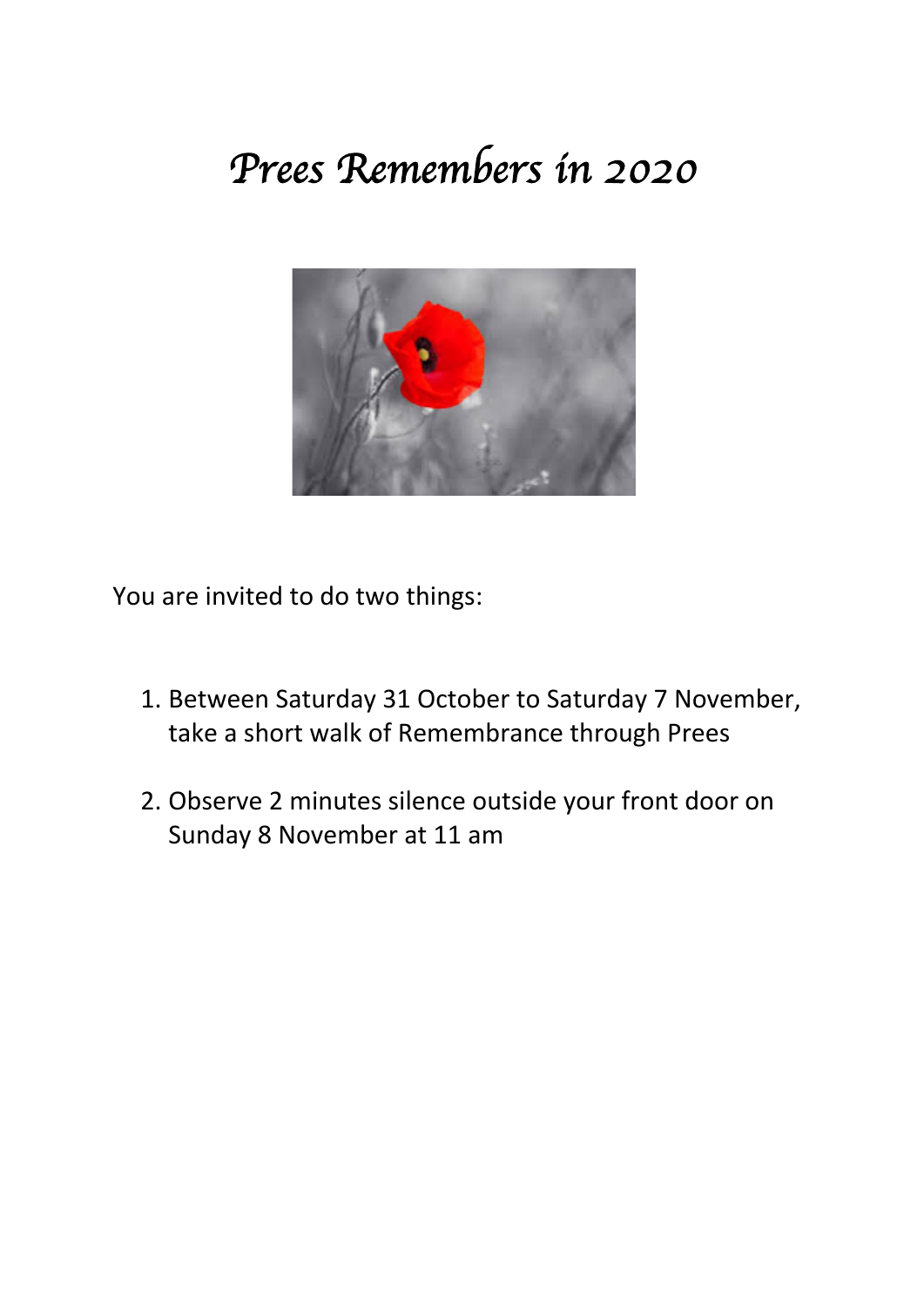# *Prees Remembers in 2020*

You are invited to do two things:

1. Between Saturday 31 October to Saturday 7 November, take a short walk of Remembrance through Prees

2. Observe 2 minutes silence outside your front door on Sunday 8 November at 11 am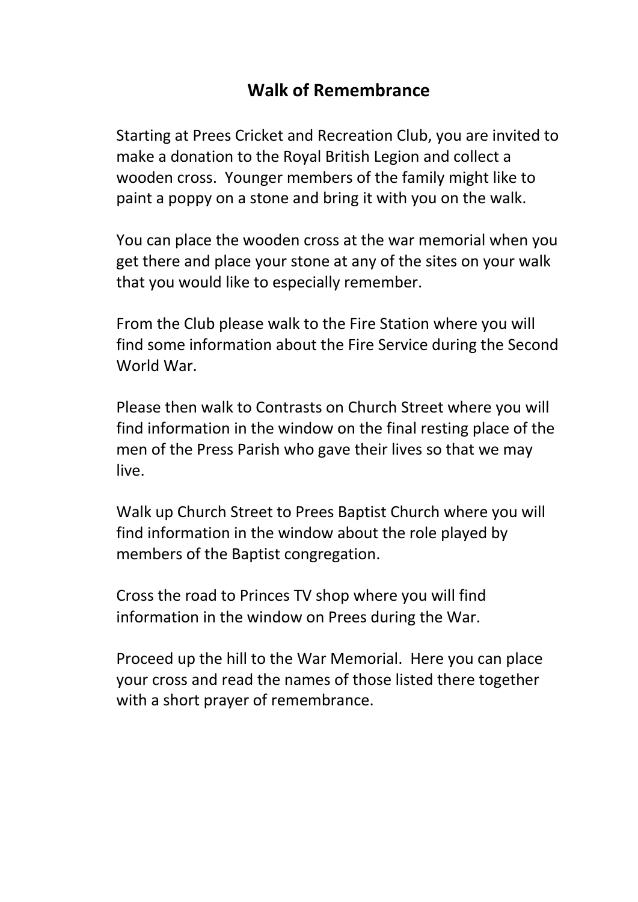## Walk of Remembrance

Starting at Prees Cricket and Recreation Club, you are invited to make a donation to the Royal British Legion and collect a wooden cross. Younger members of the family might like to paint a poppy on a stone and bring it with you on the walk.

You can place the wooden cross at the war memorial when you get there and place your stone at any of the sites on your walk that you would like to especially remember.

From the Club please walk to the Fire Station where you will find some information about the Fire Service during the Second World War.

Please then walk to Contrasts on Church Street where you will find information in the window on the final resting place of the men of the Press Parish who gave their lives so that we may live.

Walk up Church Street to Prees Baptist Church where you will find information in the window about the role played by members of the Baptist congregation.

Cross the road to Princes TV shop where you will find information in the window on Prees during the War.

Proceed up the hill to the War Memorial. Here you can place your cross and read the names of those listed there together with a short prayer of remembrance.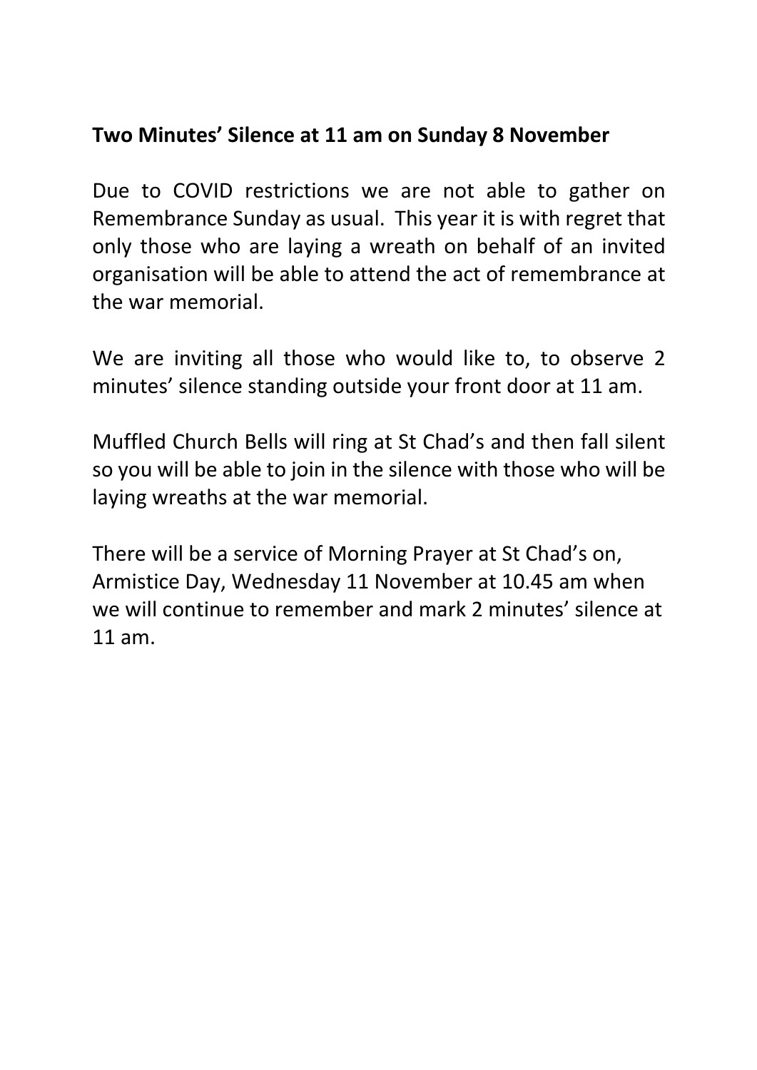**Two Minutes' Silence at 11 am on Sunday 8 November**

Due to COVID restrictions we are not able to gather on Remembrance Sunday as usual. This year it is with regret that only those who are laying a wreath on behalf of an invited organisation will be able to attend the act of remembrance at the war memorial.

We are inviting all those who would like to, to observe 2 minutes' silence standing outside your front door at 11 am.

Muffled Church Bells will ring at St Chad's and then fall silent so you will be able to join in the silence with those who will be laying wreaths at the war memorial.

There will be a service of Morning Prayer at St Chad's on, Armistice Day, Wednesday 11 November at 10.45 am when we will continue to remember and mark 2 minutes' silence at 11 am.